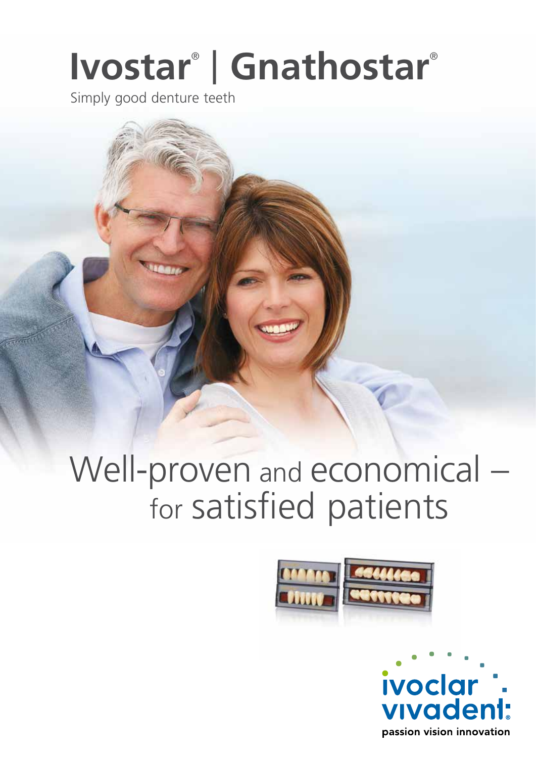# Ivostar® | Gnathostar®

Simply good denture teeth

## Well-proven and economical – for satisfied patients

ivoclar vivadent®

passion vision innovation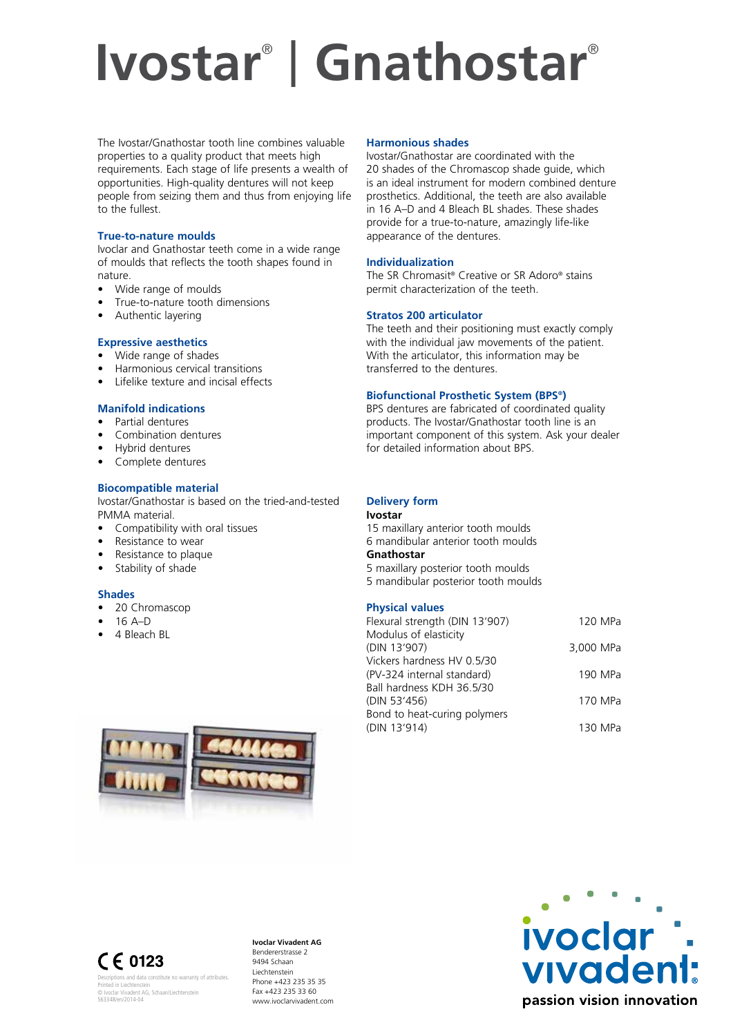# Ivostar® | Gnathostar®

The Ivostar/Gnathostar tooth line combines valuable properties to a quality product that meets high requirements. Each stage of life presents a wealth of opportunities. High-quality dentures will not keep people from seizing them and thus from enjoying life to the fullest.

### True-to-nature moulds

Ivoclar and Gnathostar teeth come in a wide range of moulds that reflects the tooth shapes found in nature.

- Wide range of moulds
- True-to-nature tooth dimensions
- Authentic layering

### Expressive aesthetics

- Wide range of shades
- Harmonious cervical transitions
- Lifelike texture and incisal effects

### Manifold indications

- Partial dentures
- Combination dentures
- Hybrid dentures
- Complete dentures

### Biocompatible material

Ivostar/Gnathostar is based on the tried-and-tested PMMA material.

- Compatibility with oral tissues
- Resistance to wear
- Resistance to plaque
- Stability of shade

### Shades

- 20 Chromascop
- 16 A–D
- 4 Bleach BL

### Harmonious shades

Ivostar/Gnathostar are coordinated with the 20 shades of the Chromascop shade guide, which is an ideal instrument for modern combined denture prosthetics. Additional, the teeth are also available in 16 A–D and 4 Bleach BL shades. These shades provide for a true-to-nature, amazingly life-like appearance of the dentures.

### Individualization

The SR Chromasit® Creative or SR Adoro® stains permit characterization of the teeth.

### Stratos 200 articulator

The teeth and their positioning must exactly comply with the individual jaw movements of the patient. With the articulator, this information may be transferred to the dentures.

### Biofunctional Prosthetic System (BPS®)

BPS dentures are fabricated of coordinated quality products. The Ivostar/Gnathostar tooth line is an important component of this system. Ask your dealer for detailed information about BPS.

### Delivery form

**Ivostar**

15 maxillary anterior tooth moulds
6 mandibular anterior tooth moulds

**Gnathostar**

5 maxillary posterior tooth moulds
5 mandibular posterior tooth moulds

### Physical values

| | |
|---|---|
| Flexural strength (DIN 13'907) | 120 MPa |
| Modulus of elasticity (DIN 13'907) | 3,000 MPa |
| Vickers hardness HV 0.5/30 (PV-324 internal standard) | 190 MPa |
| Ball hardness KDH 36.5/30 (DIN 53'456) | 170 MPa |
| Bond to heat-curing polymers (DIN 13'914) | 130 MPa |

CE 0123

Descriptions and data constitute no warranty of attributes.
Printed in Liechtenstein
© Ivoclar Vivadent AG, Schaan/Liechtenstein
563348/en/2014-04

**Ivoclar Vivadent AG**
Bendererstrasse 2
9494 Schaan
Liechtenstein
Phone +423 235 35 35
Fax +423 235 33 60
www.ivoclarvivadent.com

ivoclar vivadent
passion vision innovation